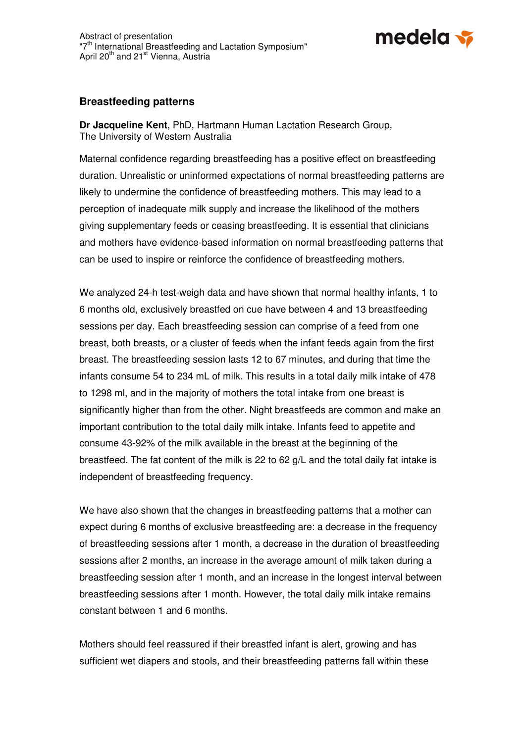Abstract of presentation
"7th International Breastfeeding and Lactation Symposium"
April 20th and 21st Vienna, Austria

## Breastfeeding patterns

**Dr Jacqueline Kent**, PhD, Hartmann Human Lactation Research Group,
The University of Western Australia

Maternal confidence regarding breastfeeding has a positive effect on breastfeeding duration. Unrealistic or uninformed expectations of normal breastfeeding patterns are likely to undermine the confidence of breastfeeding mothers. This may lead to a perception of inadequate milk supply and increase the likelihood of the mothers giving supplementary feeds or ceasing breastfeeding. It is essential that clinicians and mothers have evidence-based information on normal breastfeeding patterns that can be used to inspire or reinforce the confidence of breastfeeding mothers.

We analyzed 24-h test-weigh data and have shown that normal healthy infants, 1 to 6 months old, exclusively breastfed on cue have between 4 and 13 breastfeeding sessions per day. Each breastfeeding session can comprise of a feed from one breast, both breasts, or a cluster of feeds when the infant feeds again from the first breast. The breastfeeding session lasts 12 to 67 minutes, and during that time the infants consume 54 to 234 mL of milk. This results in a total daily milk intake of 478 to 1298 ml, and in the majority of mothers the total intake from one breast is significantly higher than from the other. Night breastfeeds are common and make an important contribution to the total daily milk intake. Infants feed to appetite and consume 43-92% of the milk available in the breast at the beginning of the breastfeed. The fat content of the milk is 22 to 62 g/L and the total daily fat intake is independent of breastfeeding frequency.

We have also shown that the changes in breastfeeding patterns that a mother can expect during 6 months of exclusive breastfeeding are: a decrease in the frequency of breastfeeding sessions after 1 month, a decrease in the duration of breastfeeding sessions after 2 months, an increase in the average amount of milk taken during a breastfeeding session after 1 month, and an increase in the longest interval between breastfeeding sessions after 1 month. However, the total daily milk intake remains constant between 1 and 6 months.

Mothers should feel reassured if their breastfed infant is alert, growing and has sufficient wet diapers and stools, and their breastfeeding patterns fall within these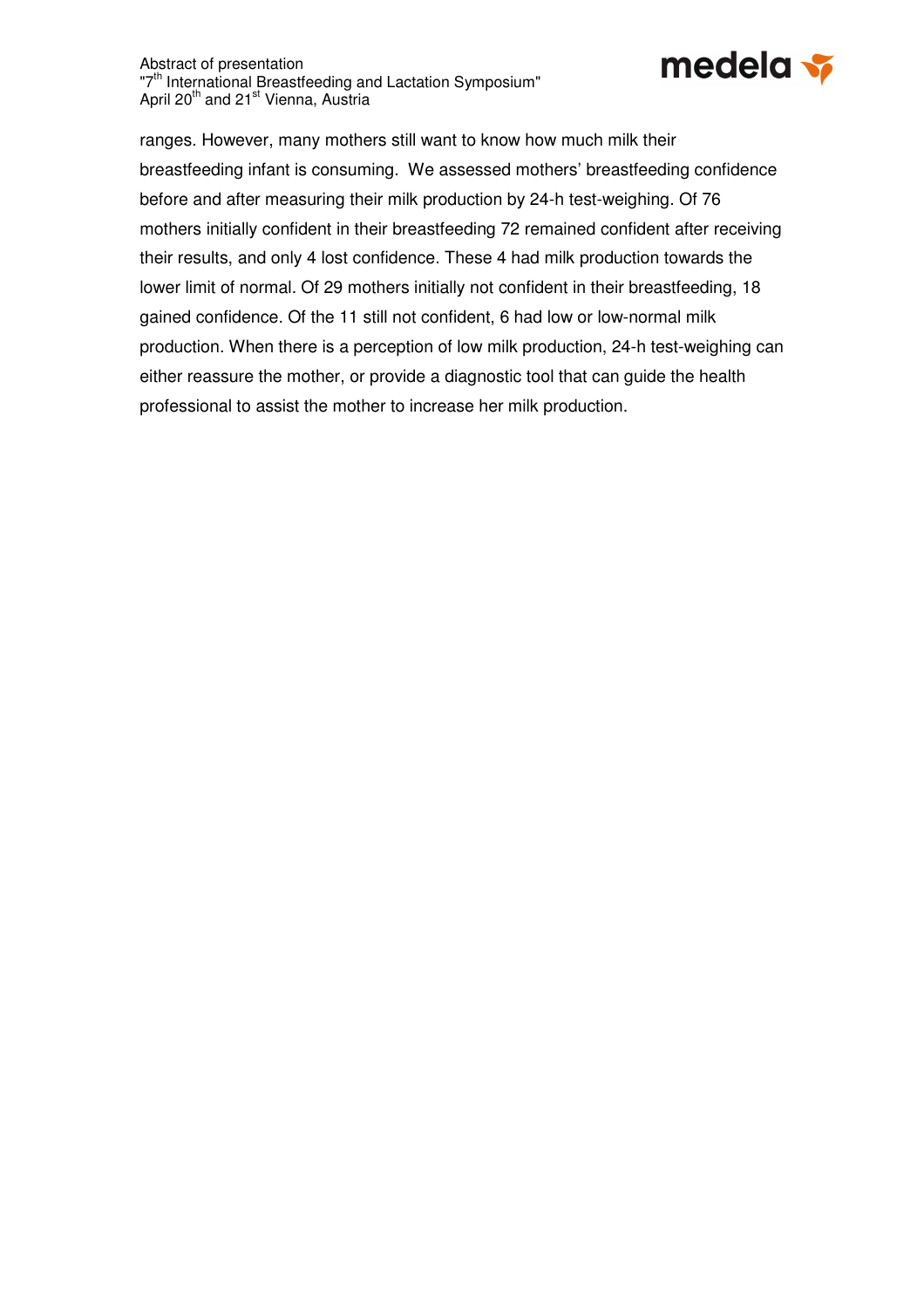ranges. However, many mothers still want to know how much milk their breastfeeding infant is consuming. We assessed mothers' breastfeeding confidence before and after measuring their milk production by 24-h test-weighing. Of 76 mothers initially confident in their breastfeeding 72 remained confident after receiving their results, and only 4 lost confidence. These 4 had milk production towards the lower limit of normal. Of 29 mothers initially not confident in their breastfeeding, 18 gained confidence. Of the 11 still not confident, 6 had low or low-normal milk production. When there is a perception of low milk production, 24-h test-weighing can either reassure the mother, or provide a diagnostic tool that can guide the health professional to assist the mother to increase her milk production.